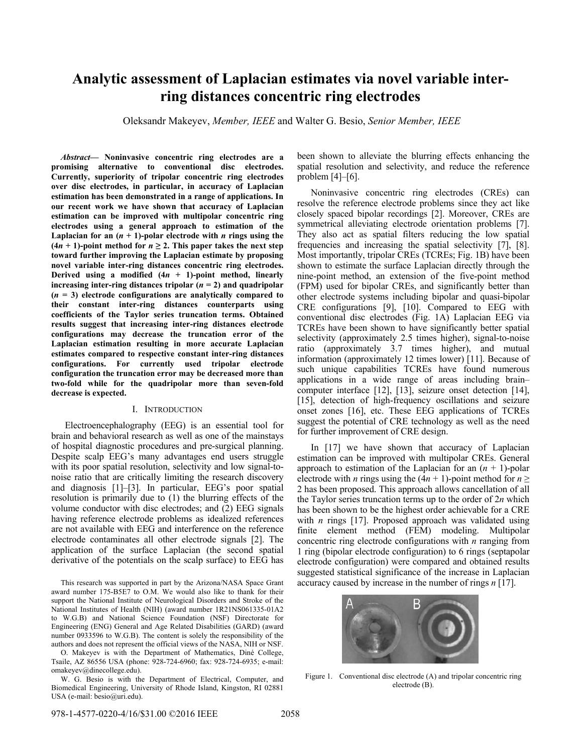# Analytic assessment of Laplacian estimates via novel variable inter-ring distances concentric ring electrodes

Oleksandr Makeyev, *Member, IEEE* and Walter G. Besio, *Senior Member, IEEE*

***Abstract*— Noninvasive concentric ring electrodes are a promising alternative to conventional disc electrodes. Currently, superiority of tripolar concentric ring electrodes over disc electrodes, in particular, in accuracy of Laplacian estimation has been demonstrated in a range of applications. In our recent work we have shown that accuracy of Laplacian estimation can be improved with multipolar concentric ring electrodes using a general approach to estimation of the Laplacian for an ($n$ + 1)-polar electrode with $n$ rings using the ($4n$ + 1)-point method for $n \geq 2$. This paper takes the next step toward further improving the Laplacian estimate by proposing novel variable inter-ring distances concentric ring electrodes. Derived using a modified ($4n$ + 1)-point method, linearly increasing inter-ring distances tripolar ($n$ = 2) and quadripolar ($n$ = 3) electrode configurations are analytically compared to their constant inter-ring distances counterparts using coefficients of the Taylor series truncation terms. Obtained results suggest that increasing inter-ring distances electrode configurations may decrease the truncation error of the Laplacian estimation resulting in more accurate Laplacian estimates compared to respective constant inter-ring distances configurations. For currently used tripolar electrode configuration the truncation error may be decreased more than two-fold while for the quadripolar more than seven-fold decrease is expected.**

## I. Introduction

Electroencephalography (EEG) is an essential tool for brain and behavioral research as well as one of the mainstays of hospital diagnostic procedures and pre-surgical planning. Despite scalp EEG's many advantages end users struggle with its poor spatial resolution, selectivity and low signal-to-noise ratio that are critically limiting the research discovery and diagnosis [1]–[3]. In particular, EEG's poor spatial resolution is primarily due to (1) the blurring effects of the volume conductor with disc electrodes; and (2) EEG signals having reference electrode problems as idealized references are not available with EEG and interference on the reference electrode contaminates all other electrode signals [2]. The application of the surface Laplacian (the second spatial derivative of the potentials on the scalp surface) to EEG has been shown to alleviate the blurring effects enhancing the spatial resolution and selectivity, and reduce the reference problem [4]–[6].

Noninvasive concentric ring electrodes (CREs) can resolve the reference electrode problems since they act like closely spaced bipolar recordings [2]. Moreover, CREs are symmetrical alleviating electrode orientation problems [7]. They also act as spatial filters reducing the low spatial frequencies and increasing the spatial selectivity [7], [8]. Most importantly, tripolar CREs (TCREs; Fig. 1B) have been shown to estimate the surface Laplacian directly through the nine-point method, an extension of the five-point method (FPM) used for bipolar CREs, and significantly better than other electrode systems including bipolar and quasi-bipolar CRE configurations [9], [10]. Compared to EEG with conventional disc electrodes (Fig. 1A) Laplacian EEG via TCREs have been shown to have significantly better spatial selectivity (approximately 2.5 times higher), signal-to-noise ratio (approximately 3.7 times higher), and mutual information (approximately 12 times lower) [11]. Because of such unique capabilities TCREs have found numerous applications in a wide range of areas including brain–computer interface [12], [13], seizure onset detection [14], [15], detection of high-frequency oscillations and seizure onset zones [16], etc. These EEG applications of TCREs suggest the potential of CRE technology as well as the need for further improvement of CRE design.

In [17] we have shown that accuracy of Laplacian estimation can be improved with multipolar CREs. General approach to estimation of the Laplacian for an ($n$ + 1)-polar electrode with $n$ rings using the ($4n$ + 1)-point method for $n \geq 2$ has been proposed. This approach allows cancellation of all the Taylor series truncation terms up to the order of $2n$ which has been shown to be the highest order achievable for a CRE with $n$ rings [17]. Proposed approach was validated using finite element method (FEM) modeling. Multipolar concentric ring electrode configurations with $n$ ranging from 1 ring (bipolar electrode configuration) to 6 rings (septapolar electrode configuration) were compared and obtained results suggested statistical significance of the increase in Laplacian accuracy caused by increase in the number of rings $n$ [17].

Figure 1. Conventional disc electrode (A) and tripolar concentric ring electrode (B).

This research was supported in part by the Arizona/NASA Space Grant award number 175-B5E7 to O.M. We would also like to thank for their support the National Institute of Neurological Disorders and Stroke of the National Institutes of Health (NIH) (award number 1R21NS061335-01A2 to W.G.B) and National Science Foundation (NSF) Directorate for Engineering (ENG) General and Age Related Disabilities (GARD) (award number 0933596 to W.G.B). The content is solely the responsibility of the authors and does not represent the official views of the NASA, NIH or NSF.

O. Makeyev is with the Department of Mathematics, Diné College, Tsaile, AZ 86556 USA (phone: 928-724-6960; fax: 928-724-6935; e-mail: omakeyev@dinecollege.edu).

W. G. Besio is with the Department of Electrical, Computer, and Biomedical Engineering, University of Rhode Island, Kingston, RI 02881 USA (e-mail: besio@uri.edu).

978-1-4577-0220-4/16/$31.00 ©2016 IEEE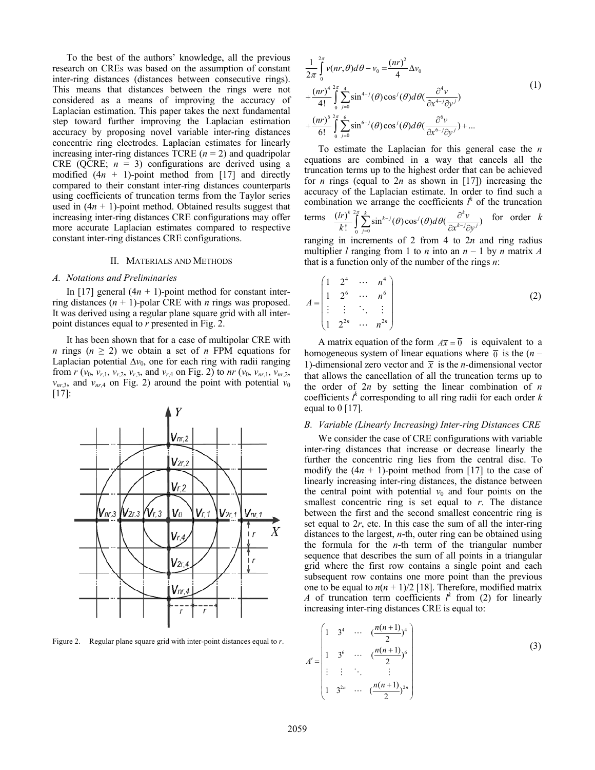To the best of the authors' knowledge, all the previous research on CREs was based on the assumption of constant inter-ring distances (distances between consecutive rings). This means that distances between the rings were not considered as a means of improving the accuracy of Laplacian estimation. This paper takes the next fundamental step toward further improving the Laplacian estimation accuracy by proposing novel variable inter-ring distances concentric ring electrodes. Laplacian estimates for linearly increasing inter-ring distances TCRE ($n$ = 2) and quadripolar CRE (QCRE; $n$ = 3) configurations are derived using a modified $(4n + 1)$-point method from [17] and directly compared to their constant inter-ring distances counterparts using coefficients of truncation terms from the Taylor series used in $(4n + 1)$-point method. Obtained results suggest that increasing inter-ring distances CRE configurations may offer more accurate Laplacian estimates compared to respective constant inter-ring distances CRE configurations.

## II. Materials and Methods

### A. Notations and Preliminaries

In [17] general $(4n + 1)$-point method for constant inter-ring distances $(n + 1)$-polar CRE with $n$ rings was proposed. It was derived using a regular plane square grid with all inter-point distances equal to $r$ presented in Fig. 2.

It has been shown that for a case of multipolar CRE with $n$ rings ($n \geq 2$) we obtain a set of $n$ FPM equations for Laplacian potential $\Delta v_0$, one for each ring with radii ranging from $r$ ($v_0$, $v_{r,1}$, $v_{r,2}$, $v_{r,3}$, and $v_{r,4}$ on Fig. 2) to $nr$ ($v_0$, $v_{nr,1}$, $v_{nr,2}$, $v_{nr,3}$, and $v_{nr,4}$ on Fig. 2) around the point with potential $v_0$ [17]:

Figure 2. Regular plane square grid with inter-point distances equal to $r$.

$$
\begin{aligned}
&\frac{1}{2\pi}\int_0^{2\pi} v(nr,\theta)d\theta - v_0 = \frac{(nr)^2}{4}\Delta v_0 \\
&+\frac{(nr)^4}{4!}\int_0^{2\pi}\sum_{j=0}^{4}\sin^{4-j}(\theta)\cos^{j}(\theta)d\theta\left(\frac{\partial^4 v}{\partial x^{4-j}\partial y^{j}}\right) \\
&+\frac{(nr)^6}{6!}\int_0^{2\pi}\sum_{j=0}^{6}\sin^{6-j}(\theta)\cos^{j}(\theta)d\theta\left(\frac{\partial^6 v}{\partial x^{6-j}\partial y^{j}}\right)+...
\end{aligned}
\tag{1}
$$

To estimate the Laplacian for this general case the $n$ equations are combined in a way that cancels all the truncation terms up to the highest order that can be achieved for $n$ rings (equal to $2n$ as shown in [17]) increasing the accuracy of the Laplacian estimate. In order to find such a combination we arrange the coefficients $l^k$ of the truncation terms $\frac{(lr)^k}{k!}\int_0^{2\pi}\sum_{j=0}^{k}\sin^{k-j}(\theta)\cos^{j}(\theta)d\theta\left(\frac{\partial^k v}{\partial x^{k-j}\partial y^{j}}\right)$ for order $k$ ranging in increments of 2 from 4 to $2n$ and ring radius multiplier $l$ ranging from 1 to $n$ into an $n - 1$ by $n$ matrix $A$ that is a function only of the number of the rings $n$:

$$
A = \begin{pmatrix} 1 & 2^4 & \cdots & n^4 \\ 1 & 2^6 & \cdots & n^6 \\ \vdots & \vdots & \ddots & \vdots \\ 1 & 2^{2n} & \cdots & n^{2n} \end{pmatrix}
\tag{2}
$$

A matrix equation of the form $A\overline{x} = \overline{0}$ is equivalent to a homogeneous system of linear equations where $\overline{0}$ is the $(n - 1)$-dimensional zero vector and $\overline{x}$ is the $n$-dimensional vector that allows the cancellation of all the truncation terms up to the order of $2n$ by setting the linear combination of $n$ coefficients $l^k$ corresponding to all ring radii for each order $k$ equal to 0 [17].

### B. Variable (Linearly Increasing) Inter-ring Distances CRE

We consider the case of CRE configurations with variable inter-ring distances that increase or decrease linearly the further the concentric ring lies from the central disc. To modify the $(4n + 1)$-point method from [17] to the case of linearly increasing inter-ring distances, the distance between the central point with potential $v_0$ and four points on the smallest concentric ring is set equal to $r$. The distance between the first and the second smallest concentric ring is set equal to $2r$, etc. In this case the sum of all the inter-ring distances to the largest, $n$-th, outer ring can be obtained using the formula for the $n$-th term of the triangular number sequence that describes the sum of all points in a triangular grid where the first row contains a single point and each subsequent row contains one more point than the previous one to be equal to $n(n + 1)/2$ [18]. Therefore, modified matrix $A$ of truncation term coefficients $l^k$ from (2) for linearly increasing inter-ring distances CRE is equal to:

$$
A' = \begin{pmatrix} 1 & 3^4 & \cdots & \left(\frac{n(n+1)}{2}\right)^4 \\ 1 & 3^6 & \cdots & \left(\frac{n(n+1)}{2}\right)^6 \\ \vdots & \vdots & \ddots & \vdots \\ 1 & 3^{2n} & \cdots & \left(\frac{n(n+1)}{2}\right)^{2n} \end{pmatrix}
\tag{3}
$$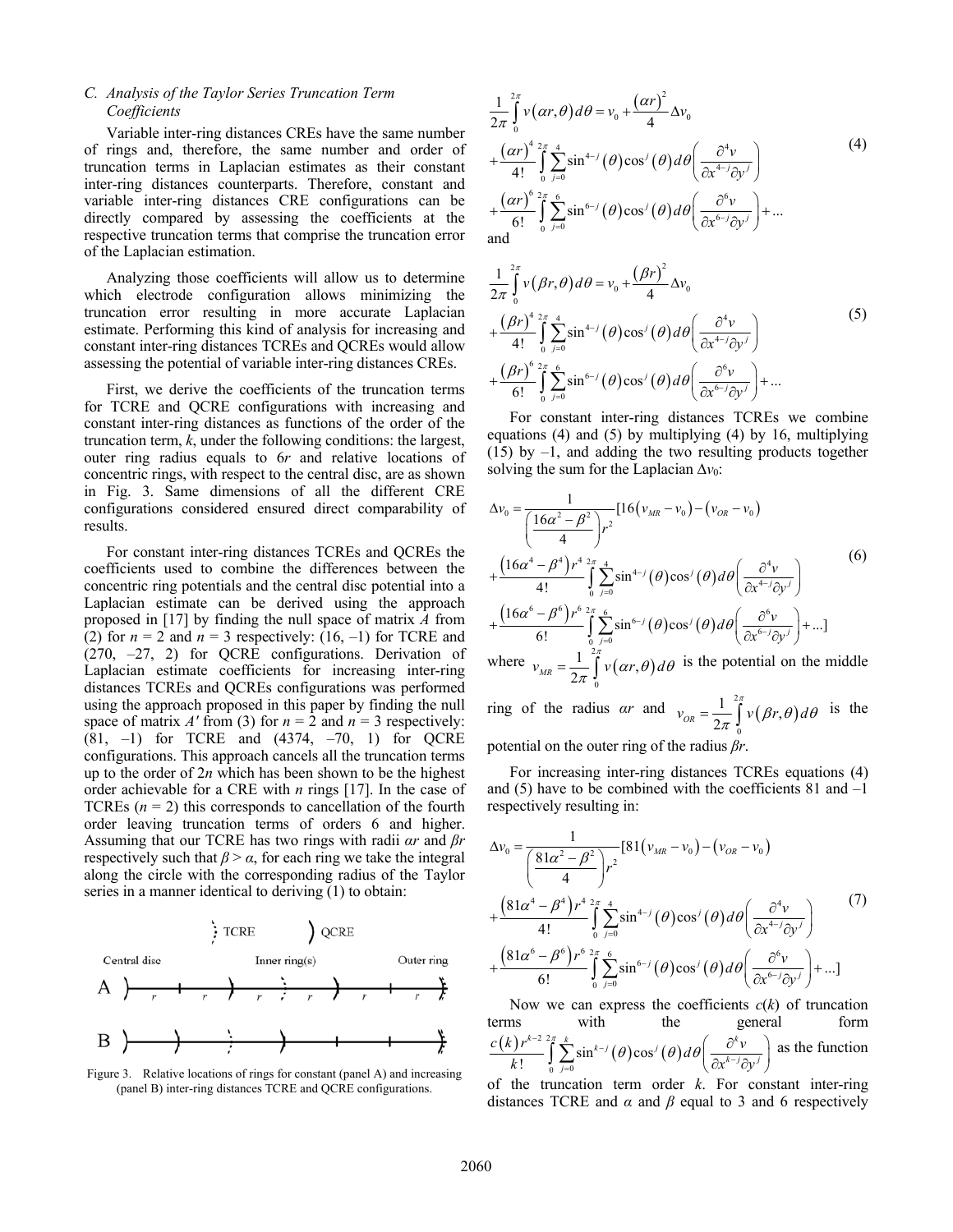### C. Analysis of the Taylor Series Truncation Term Coefficients

Variable inter-ring distances CREs have the same number of rings and, therefore, the same number and order of truncation terms in Laplacian estimates as their constant inter-ring distances counterparts. Therefore, constant and variable inter-ring distances CRE configurations can be directly compared by assessing the coefficients at the respective truncation terms that comprise the truncation error of the Laplacian estimation.

Analyzing those coefficients will allow us to determine which electrode configuration allows minimizing the truncation error resulting in more accurate Laplacian estimate. Performing this kind of analysis for increasing and constant inter-ring distances TCREs and QCREs would allow assessing the potential of variable inter-ring distances CREs.

First, we derive the coefficients of the truncation terms for TCRE and QCRE configurations with increasing and constant inter-ring distances as functions of the order of the truncation term, $k$, under the following conditions: the largest, outer ring radius equals to $6r$ and relative locations of concentric rings, with respect to the central disc, are as shown in Fig. 3. Same dimensions of all the different CRE configurations considered ensured direct comparability of results.

For constant inter-ring distances TCREs and QCREs the coefficients used to combine the differences between the concentric ring potentials and the central disc potential into a Laplacian estimate can be derived using the approach proposed in [17] by finding the null space of matrix $A$ from (2) for $n = 2$ and $n = 3$ respectively: (16, –1) for TCRE and (270, –27, 2) for QCRE configurations. Derivation of Laplacian estimate coefficients for increasing inter-ring distances TCREs and QCREs configurations was performed using the approach proposed in this paper by finding the null space of matrix $A'$ from (3) for $n = 2$ and $n = 3$ respectively: (81, –1) for TCRE and (4374, –70, 1) for QCRE configurations. This approach cancels all the truncation terms up to the order of $2n$ which has been shown to be the highest order achievable for a CRE with $n$ rings [17]. In the case of TCREs ($n = 2$) this corresponds to cancellation of the fourth order leaving truncation terms of orders 6 and higher. Assuming that our TCRE has two rings with radii $\alpha r$ and $\beta r$ respectively such that $\beta > \alpha$, for each ring we take the integral along the circle with the corresponding radius of the Taylor series in a manner identical to deriving (1) to obtain:

TCRE QCRE

Central disc Inner ring(s) Outer ring

A r r r r r r

B

Figure 3. Relative locations of rings for constant (panel A) and increasing (panel B) inter-ring distances TCRE and QCRE configurations.

$$
\begin{aligned}
\frac{1}{2\pi}\int_0^{2\pi} v(\alpha r,\theta)\,d\theta &= v_0 + \frac{(\alpha r)^2}{4}\Delta v_0 \\
&+ \frac{(\alpha r)^4}{4!}\int_0^{2\pi}\sum_{j=0}^{4}\sin^{4-j}(\theta)\cos^{j}(\theta)\,d\theta\left(\frac{\partial^4 v}{\partial x^{4-j}\partial y^{j}}\right) \\
&+ \frac{(\alpha r)^6}{6!}\int_0^{2\pi}\sum_{j=0}^{6}\sin^{6-j}(\theta)\cos^{j}(\theta)\,d\theta\left(\frac{\partial^6 v}{\partial x^{6-j}\partial y^{j}}\right) + \ldots
\end{aligned} \tag{4}
$$

and

$$
\begin{aligned}
\frac{1}{2\pi}\int_0^{2\pi} v(\beta r,\theta)\,d\theta &= v_0 + \frac{(\beta r)^2}{4}\Delta v_0 \\
&+ \frac{(\beta r)^4}{4!}\int_0^{2\pi}\sum_{j=0}^{4}\sin^{4-j}(\theta)\cos^{j}(\theta)\,d\theta\left(\frac{\partial^4 v}{\partial x^{4-j}\partial y^{j}}\right) \\
&+ \frac{(\beta r)^6}{6!}\int_0^{2\pi}\sum_{j=0}^{6}\sin^{6-j}(\theta)\cos^{j}(\theta)\,d\theta\left(\frac{\partial^6 v}{\partial x^{6-j}\partial y^{j}}\right) + \ldots
\end{aligned} \tag{5}
$$

For constant inter-ring distances TCREs we combine equations (4) and (5) by multiplying (4) by 16, multiplying (15) by –1, and adding the two resulting products together solving the sum for the Laplacian $\Delta v_0$:

$$
\begin{aligned}
\Delta v_0 &= \frac{1}{\left(\frac{16\alpha^2-\beta^2}{4}\right)r^2}[16(v_{MR}-v_0)-(v_{OR}-v_0) \\
&+ \frac{(16\alpha^4-\beta^4)r^4}{4!}\int_0^{2\pi}\sum_{j=0}^{4}\sin^{4-j}(\theta)\cos^{j}(\theta)\,d\theta\left(\frac{\partial^4 v}{\partial x^{4-j}\partial y^{j}}\right) \\
&+ \frac{(16\alpha^6-\beta^6)r^6}{6!}\int_0^{2\pi}\sum_{j=0}^{6}\sin^{6-j}(\theta)\cos^{j}(\theta)\,d\theta\left(\frac{\partial^6 v}{\partial x^{6-j}\partial y^{j}}\right) + \ldots]
\end{aligned} \tag{6}
$$

where $v_{MR} = \frac{1}{2\pi}\int_0^{2\pi} v(\alpha r,\theta)\,d\theta$ is the potential on the middle ring of the radius $\alpha r$ and $v_{OR} = \frac{1}{2\pi}\int_0^{2\pi} v(\beta r,\theta)\,d\theta$ is the potential on the outer ring of the radius $\beta r$.

For increasing inter-ring distances TCREs equations (4) and (5) have to be combined with the coefficients 81 and –1 respectively resulting in:

$$
\begin{aligned}
\Delta v_0 &= \frac{1}{\left(\frac{81\alpha^2-\beta^2}{4}\right)r^2}[81(v_{MR}-v_0)-(v_{OR}-v_0) \\
&+ \frac{(81\alpha^4-\beta^4)r^4}{4!}\int_0^{2\pi}\sum_{j=0}^{4}\sin^{4-j}(\theta)\cos^{j}(\theta)\,d\theta\left(\frac{\partial^4 v}{\partial x^{4-j}\partial y^{j}}\right) \\
&+ \frac{(81\alpha^6-\beta^6)r^6}{6!}\int_0^{2\pi}\sum_{j=0}^{6}\sin^{6-j}(\theta)\cos^{j}(\theta)\,d\theta\left(\frac{\partial^6 v}{\partial x^{6-j}\partial y^{j}}\right) + \ldots]
\end{aligned} \tag{7}
$$

Now we can express the coefficients $c(k)$ of truncation terms with the general form $\frac{c(k)r^{k-2}}{k!}\int_0^{2\pi}\sum_{j=0}^{k}\sin^{k-j}(\theta)\cos^{j}(\theta)\,d\theta\left(\frac{\partial^k v}{\partial x^{k-j}\partial y^{j}}\right)$ as the function of the truncation term order $k$. For constant inter-ring distances TCRE and $\alpha$ and $\beta$ equal to 3 and 6 respectively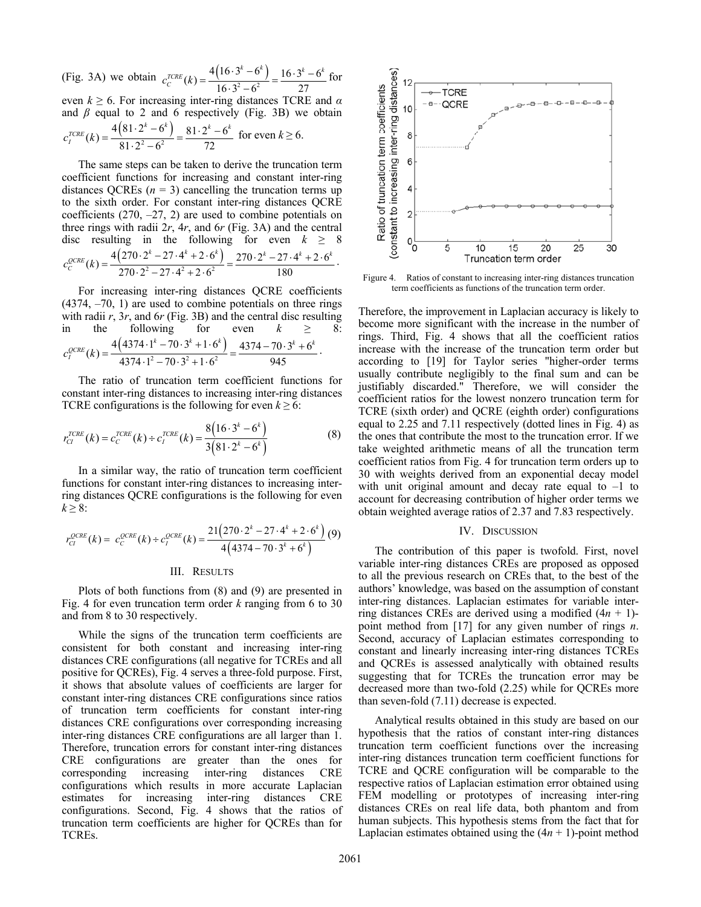(Fig. 3A) we obtain $c_C^{TCRE}(k) = \dfrac{4\left(16 \cdot 3^k - 6^k\right)}{16 \cdot 3^2 - 6^2} = \dfrac{16 \cdot 3^k - 6^k}{27}$ for even $k \geq 6$. For increasing inter-ring distances TCRE and $\alpha$ and $\beta$ equal to 2 and 6 respectively (Fig. 3B) we obtain $c_I^{TCRE}(k) = \dfrac{4\left(81 \cdot 2^k - 6^k\right)}{81 \cdot 2^2 - 6^2} = \dfrac{81 \cdot 2^k - 6^k}{72}$ for even $k \geq 6$.

The same steps can be taken to derive the truncation term coefficient functions for increasing and constant inter-ring distances QCREs ($n$ = 3) cancelling the truncation terms up to the sixth order. For constant inter-ring distances QCRE coefficients (270, –27, 2) are used to combine potentials on three rings with radii 2$r$, 4$r$, and 6$r$ (Fig. 3A) and the central disc resulting in the following for even $k \geq 8$ $c_C^{QCRE}(k) = \dfrac{4\left(270 \cdot 2^k - 27 \cdot 4^k + 2 \cdot 6^k\right)}{270 \cdot 2^2 - 27 \cdot 4^2 + 2 \cdot 6^2} = \dfrac{270 \cdot 2^k - 27 \cdot 4^k + 2 \cdot 6^k}{180}$.

For increasing inter-ring distances QCRE coefficients (4374, –70, 1) are used to combine potentials on three rings with radii $r$, 3$r$, and 6$r$ (Fig. 3B) and the central disc resulting in the following for even $k \geq 8$: $c_I^{QCRE}(k) = \dfrac{4\left(4374 \cdot 1^k - 70 \cdot 3^k + 1 \cdot 6^k\right)}{4374 \cdot 1^2 - 70 \cdot 3^2 + 1 \cdot 6^2} = \dfrac{4374 - 70 \cdot 3^k + 6^k}{945}$.

The ratio of truncation term coefficient functions for constant inter-ring distances to increasing inter-ring distances TCRE configurations is the following for even $k \geq 6$:

$$r_{CI}^{TCRE}(k) = c_C^{TCRE}(k) \div c_I^{TCRE}(k) = \frac{8\left(16 \cdot 3^k - 6^k\right)}{3\left(81 \cdot 2^k - 6^k\right)} \tag{8}$$

In a similar way, the ratio of truncation term coefficient functions for constant inter-ring distances to increasing inter-ring distances QCRE configurations is the following for even $k \geq 8$:

$$r_{CI}^{QCRE}(k) = c_C^{QCRE}(k) \div c_I^{QCRE}(k) = \frac{21\left(270 \cdot 2^k - 27 \cdot 4^k + 2 \cdot 6^k\right)}{4\left(4374 - 70 \cdot 3^k + 6^k\right)} \tag{9}$$

## III. Results

Plots of both functions from (8) and (9) are presented in Fig. 4 for even truncation term order $k$ ranging from 6 to 30 and from 8 to 30 respectively.

While the signs of the truncation term coefficients are consistent for both constant and increasing inter-ring distances CRE configurations (all negative for TCREs and all positive for QCREs), Fig. 4 serves a three-fold purpose. First, it shows that absolute values of coefficients are larger for constant inter-ring distances CRE configurations since ratios of truncation term coefficients for constant inter-ring distances CRE configurations over corresponding increasing inter-ring distances CRE configurations are all larger than 1. Therefore, truncation errors for constant inter-ring distances CRE configurations are greater than the ones for corresponding increasing inter-ring distances CRE configurations which results in more accurate Laplacian estimates for increasing inter-ring distances CRE configurations. Second, Fig. 4 shows that the ratios of truncation term coefficients are higher for QCREs than for TCREs.

Ratio of truncation term coefficients (constant to increasing inter-ring distances)

TCRE
QCRE

0 2 4 6 8 10 12

0 5 10 15 20 25 30

Truncation term order

Figure 4. Ratios of constant to increasing inter-ring distances truncation term coefficients as functions of the truncation term order.

Therefore, the improvement in Laplacian accuracy is likely to become more significant with the increase in the number of rings. Third, Fig. 4 shows that all the coefficient ratios increase with the increase of the truncation term order but according to [19] for Taylor series "higher-order terms usually contribute negligibly to the final sum and can be justifiably discarded." Therefore, we will consider the coefficient ratios for the lowest nonzero truncation term for TCRE (sixth order) and QCRE (eighth order) configurations equal to 2.25 and 7.11 respectively (dotted lines in Fig. 4) as the ones that contribute the most to the truncation error. If we take weighted arithmetic means of all the truncation term coefficient ratios from Fig. 4 for truncation term orders up to 30 with weights derived from an exponential decay model with unit original amount and decay rate equal to –1 to account for decreasing contribution of higher order terms we obtain weighted average ratios of 2.37 and 7.83 respectively.

## IV. Discussion

The contribution of this paper is twofold. First, novel variable inter-ring distances CREs are proposed as opposed to all the previous research on CREs that, to the best of the authors' knowledge, was based on the assumption of constant inter-ring distances. Laplacian estimates for variable inter-ring distances CREs are derived using a modified (4$n$ + 1)-point method from [17] for any given number of rings $n$. Second, accuracy of Laplacian estimates corresponding to constant and linearly increasing inter-ring distances TCREs and QCREs is assessed analytically with obtained results suggesting that for TCREs the truncation error may be decreased more than two-fold (2.25) while for QCREs more than seven-fold (7.11) decrease is expected.

Analytical results obtained in this study are based on our hypothesis that the ratios of constant inter-ring distances truncation term coefficient functions over the increasing inter-ring distances truncation term coefficient functions for TCRE and QCRE configuration will be comparable to the respective ratios of Laplacian estimation error obtained using FEM modelling or prototypes of increasing inter-ring distances CREs on real life data, both phantom and from human subjects. This hypothesis stems from the fact that for Laplacian estimates obtained using the (4$n$ + 1)-point method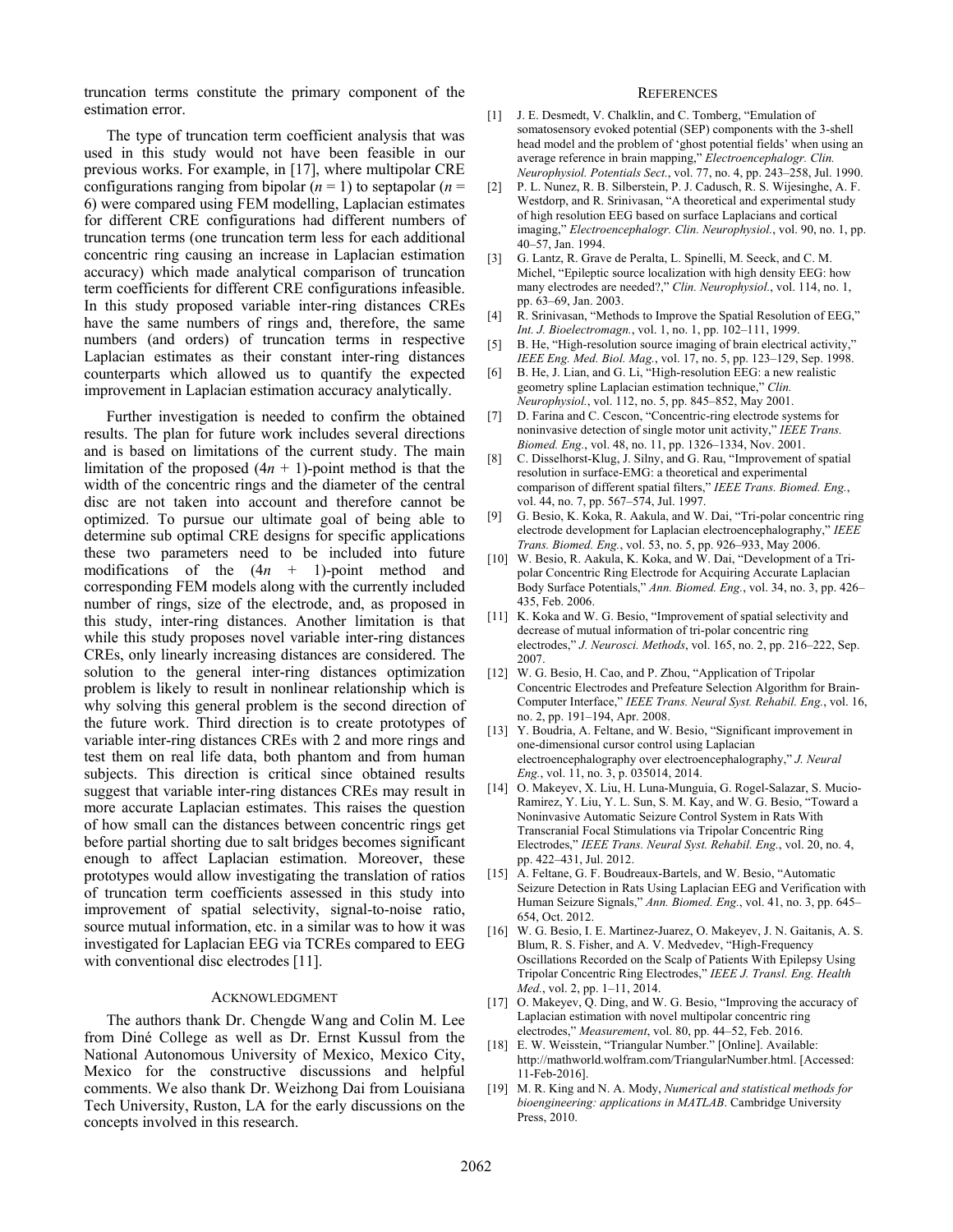truncation terms constitute the primary component of the estimation error.

The type of truncation term coefficient analysis that was used in this study would not have been feasible in our previous works. For example, in [17], where multipolar CRE configurations ranging from bipolar ($n = 1$) to septapolar ($n = 6$) were compared using FEM modelling, Laplacian estimates for different CRE configurations had different numbers of truncation terms (one truncation term less for each additional concentric ring causing an increase in Laplacian estimation accuracy) which made analytical comparison of truncation term coefficients for different CRE configurations infeasible. In this study proposed variable inter-ring distances CREs have the same numbers of rings and, therefore, the same numbers (and orders) of truncation terms in respective Laplacian estimates as their constant inter-ring distances counterparts which allowed us to quantify the expected improvement in Laplacian estimation accuracy analytically.

Further investigation is needed to confirm the obtained results. The plan for future work includes several directions and is based on limitations of the current study. The main limitation of the proposed $(4n + 1)$-point method is that the width of the concentric rings and the diameter of the central disc are not taken into account and therefore cannot be optimized. To pursue our ultimate goal of being able to determine sub optimal CRE designs for specific applications these two parameters need to be included into future modifications of the $(4n + 1)$-point method and corresponding FEM models along with the currently included number of rings, size of the electrode, and, as proposed in this study, inter-ring distances. Another limitation is that while this study proposes novel variable inter-ring distances CREs, only linearly increasing distances are considered. The solution to the general inter-ring distances optimization problem is likely to result in nonlinear relationship which is why solving this general problem is the second direction of the future work. Third direction is to create prototypes of variable inter-ring distances CREs with 2 and more rings and test them on real life data, both phantom and from human subjects. This direction is critical since obtained results suggest that variable inter-ring distances CREs may result in more accurate Laplacian estimates. This raises the question of how small can the distances between concentric rings get before partial shorting due to salt bridges becomes significant enough to affect Laplacian estimation. Moreover, these prototypes would allow investigating the translation of ratios of truncation term coefficients assessed in this study into improvement of spatial selectivity, signal-to-noise ratio, source mutual information, etc. in a similar was to how it was investigated for Laplacian EEG via TCREs compared to EEG with conventional disc electrodes [11].

## Acknowledgment

The authors thank Dr. Chengde Wang and Colin M. Lee from Diné College as well as Dr. Ernst Kussul from the National Autonomous University of Mexico, Mexico City, Mexico for the constructive discussions and helpful comments. We also thank Dr. Weizhong Dai from Louisiana Tech University, Ruston, LA for the early discussions on the concepts involved in this research.

## References

[1] J. E. Desmedt, V. Chalklin, and C. Tomberg, "Emulation of somatosensory evoked potential (SEP) components with the 3-shell head model and the problem of 'ghost potential fields' when using an average reference in brain mapping," *Electroencephalogr. Clin. Neurophysiol. Potentials Sect.*, vol. 77, no. 4, pp. 243–258, Jul. 1990.

[2] P. L. Nunez, R. B. Silberstein, P. J. Cadusch, R. S. Wijesinghe, A. F. Westdorp, and R. Srinivasan, "A theoretical and experimental study of high resolution EEG based on surface Laplacians and cortical imaging," *Electroencephalogr. Clin. Neurophysiol.*, vol. 90, no. 1, pp. 40–57, Jan. 1994.

[3] G. Lantz, R. Grave de Peralta, L. Spinelli, M. Seeck, and C. M. Michel, "Epileptic source localization with high density EEG: how many electrodes are needed?," *Clin. Neurophysiol.*, vol. 114, no. 1, pp. 63–69, Jan. 2003.

[4] R. Srinivasan, "Methods to Improve the Spatial Resolution of EEG," *Int. J. Bioelectromagn.*, vol. 1, no. 1, pp. 102–111, 1999.

[5] B. He, "High-resolution source imaging of brain electrical activity," *IEEE Eng. Med. Biol. Mag.*, vol. 17, no. 5, pp. 123–129, Sep. 1998.

[6] B. He, J. Lian, and G. Li, "High-resolution EEG: a new realistic geometry spline Laplacian estimation technique," *Clin. Neurophysiol.*, vol. 112, no. 5, pp. 845–852, May 2001.

[7] D. Farina and C. Cescon, "Concentric-ring electrode systems for noninvasive detection of single motor unit activity," *IEEE Trans. Biomed. Eng.*, vol. 48, no. 11, pp. 1326–1334, Nov. 2001.

[8] C. Disselhorst-Klug, J. Silny, and G. Rau, "Improvement of spatial resolution in surface-EMG: a theoretical and experimental comparison of different spatial filters," *IEEE Trans. Biomed. Eng.*, vol. 44, no. 7, pp. 567–574, Jul. 1997.

[9] G. Besio, K. Koka, R. Aakula, and W. Dai, "Tri-polar concentric ring electrode development for Laplacian electroencephalography," *IEEE Trans. Biomed. Eng.*, vol. 53, no. 5, pp. 926–933, May 2006.

[10] W. Besio, R. Aakula, K. Koka, and W. Dai, "Development of a Tri-polar Concentric Ring Electrode for Acquiring Accurate Laplacian Body Surface Potentials," *Ann. Biomed. Eng.*, vol. 34, no. 3, pp. 426–435, Feb. 2006.

[11] K. Koka and W. G. Besio, "Improvement of spatial selectivity and decrease of mutual information of tri-polar concentric ring electrodes," *J. Neurosci. Methods*, vol. 165, no. 2, pp. 216–222, Sep. 2007.

[12] W. G. Besio, H. Cao, and P. Zhou, "Application of Tripolar Concentric Electrodes and Prefeature Selection Algorithm for Brain-Computer Interface," *IEEE Trans. Neural Syst. Rehabil. Eng.*, vol. 16, no. 2, pp. 191–194, Apr. 2008.

[13] Y. Boudria, A. Feltane, and W. Besio, "Significant improvement in one-dimensional cursor control using Laplacian electroencephalography over electroencephalography," *J. Neural Eng.*, vol. 11, no. 3, p. 035014, 2014.

[14] O. Makeyev, X. Liu, H. Luna-Munguia, G. Rogel-Salazar, S. Mucio-Ramirez, Y. Liu, Y. L. Sun, S. M. Kay, and W. G. Besio, "Toward a Noninvasive Automatic Seizure Control System in Rats With Transcranial Focal Stimulations via Tripolar Concentric Ring Electrodes," *IEEE Trans. Neural Syst. Rehabil. Eng.*, vol. 20, no. 4, pp. 422–431, Jul. 2012.

[15] A. Feltane, G. F. Boudreaux-Bartels, and W. Besio, "Automatic Seizure Detection in Rats Using Laplacian EEG and Verification with Human Seizure Signals," *Ann. Biomed. Eng.*, vol. 41, no. 3, pp. 645–654, Oct. 2012.

[16] W. G. Besio, I. E. Martinez-Juarez, O. Makeyev, J. N. Gaitanis, A. S. Blum, R. S. Fisher, and A. V. Medvedev, "High-Frequency Oscillations Recorded on the Scalp of Patients With Epilepsy Using Tripolar Concentric Ring Electrodes," *IEEE J. Transl. Eng. Health Med.*, vol. 2, pp. 1–11, 2014.

[17] O. Makeyev, Q. Ding, and W. G. Besio, "Improving the accuracy of Laplacian estimation with novel multipolar concentric ring electrodes," *Measurement*, vol. 80, pp. 44–52, Feb. 2016.

[18] E. W. Weisstein, "Triangular Number." [Online]. Available: http://mathworld.wolfram.com/TriangularNumber.html. [Accessed: 11-Feb-2016].

[19] M. R. King and N. A. Mody, *Numerical and statistical methods for bioengineering: applications in MATLAB*. Cambridge University Press, 2010.